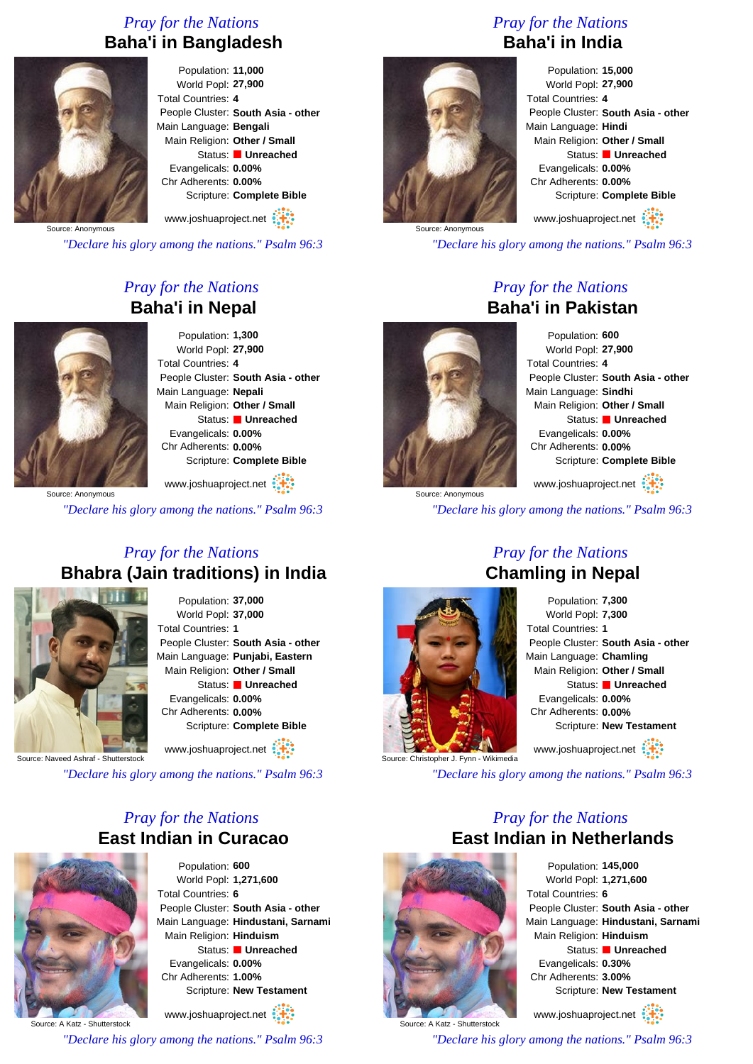*Pray for the Nations*

## Baha'i in Bangladesh

Source: Anonymous

Population: **11,000**
World Popl: **27,900**
Total Countries: **4**
People Cluster: **South Asia - other**
Main Language: **Bengali**
Main Religion: **Other / Small**
Status: **Unreached**
Evangelicals: **0.00%**
Chr Adherents: **0.00%**
Scripture: **Complete Bible**

www.joshuaproject.net

*"Declare his glory among the nations." Psalm 96:3*

*Pray for the Nations*

## Baha'i in India

Source: Anonymous

Population: **15,000**
World Popl: **27,900**
Total Countries: **4**
People Cluster: **South Asia - other**
Main Language: **Hindi**
Main Religion: **Other / Small**
Status: **Unreached**
Evangelicals: **0.00%**
Chr Adherents: **0.00%**
Scripture: **Complete Bible**

www.joshuaproject.net

*"Declare his glory among the nations." Psalm 96:3*

*Pray for the Nations*

## Baha'i in Nepal

Source: Anonymous

Population: **1,300**
World Popl: **27,900**
Total Countries: **4**
People Cluster: **South Asia - other**
Main Language: **Nepali**
Main Religion: **Other / Small**
Status: **Unreached**
Evangelicals: **0.00%**
Chr Adherents: **0.00%**
Scripture: **Complete Bible**

www.joshuaproject.net

*"Declare his glory among the nations." Psalm 96:3*

*Pray for the Nations*

## Baha'i in Pakistan

Source: Anonymous

Population: **600**
World Popl: **27,900**
Total Countries: **4**
People Cluster: **South Asia - other**
Main Language: **Sindhi**
Main Religion: **Other / Small**
Status: **Unreached**
Evangelicals: **0.00%**
Chr Adherents: **0.00%**
Scripture: **Complete Bible**

www.joshuaproject.net

*"Declare his glory among the nations." Psalm 96:3*

*Pray for the Nations*

## Bhabra (Jain traditions) in India

Source: Naveed Ashraf - Shutterstock

Population: **37,000**
World Popl: **37,000**
Total Countries: **1**
People Cluster: **South Asia - other**
Main Language: **Punjabi, Eastern**
Main Religion: **Other / Small**
Status: **Unreached**
Evangelicals: **0.00%**
Chr Adherents: **0.00%**
Scripture: **Complete Bible**

www.joshuaproject.net

*"Declare his glory among the nations." Psalm 96:3*

*Pray for the Nations*

## Chamling in Nepal

Source: Christopher J. Fynn - Wikimedia

Population: **7,300**
World Popl: **7,300**
Total Countries: **1**
People Cluster: **South Asia - other**
Main Language: **Chamling**
Main Religion: **Other / Small**
Status: **Unreached**
Evangelicals: **0.00%**
Chr Adherents: **0.00%**
Scripture: **New Testament**

www.joshuaproject.net

*"Declare his glory among the nations." Psalm 96:3*

*Pray for the Nations*

## East Indian in Curacao

Source: A Katz - Shutterstock

Population: **600**
World Popl: **1,271,600**
Total Countries: **6**
People Cluster: **South Asia - other**
Main Language: **Hindustani, Sarnami**
Main Religion: **Hinduism**
Status: **Unreached**
Evangelicals: **0.00%**
Chr Adherents: **1.00%**
Scripture: **New Testament**

www.joshuaproject.net

*"Declare his glory among the nations." Psalm 96:3*

*Pray for the Nations*

## East Indian in Netherlands

Source: A Katz - Shutterstock

Population: **145,000**
World Popl: **1,271,600**
Total Countries: **6**
People Cluster: **South Asia - other**
Main Language: **Hindustani, Sarnami**
Main Religion: **Hinduism**
Status: **Unreached**
Evangelicals: **0.30%**
Chr Adherents: **3.00%**
Scripture: **New Testament**

www.joshuaproject.net

*"Declare his glory among the nations." Psalm 96:3*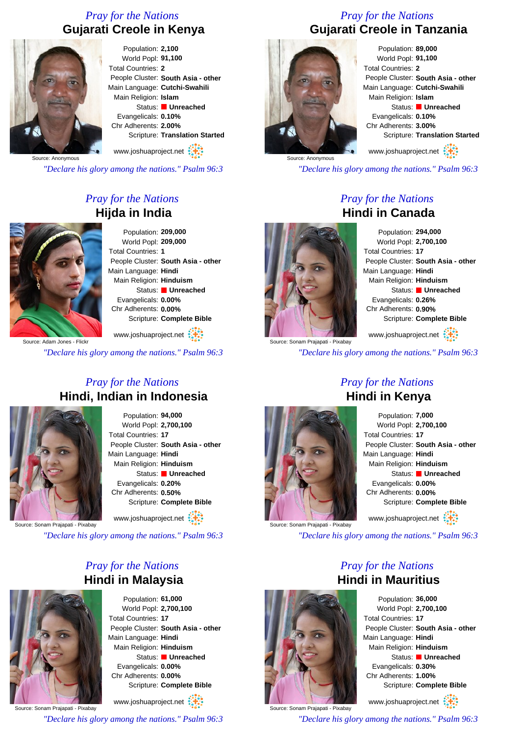## *Pray for the Nations*
# Gujarati Creole in Kenya

Source: Anonymous

Population: **2,100**
World Popl: **91,100**
Total Countries: **2**
People Cluster: **South Asia - other**
Main Language: **Cutchi-Swahili**
Main Religion: **Islam**
Status: **Unreached**
Evangelicals: **0.10%**
Chr Adherents: **2.00%**
Scripture: **Translation Started**

www.joshuaproject.net

*"Declare his glory among the nations." Psalm 96:3*

## *Pray for the Nations*
# Gujarati Creole in Tanzania

Source: Anonymous

Population: **89,000**
World Popl: **91,100**
Total Countries: **2**
People Cluster: **South Asia - other**
Main Language: **Cutchi-Swahili**
Main Religion: **Islam**
Status: **Unreached**
Evangelicals: **0.10%**
Chr Adherents: **3.00%**
Scripture: **Translation Started**

www.joshuaproject.net

*"Declare his glory among the nations." Psalm 96:3*

## *Pray for the Nations*
# Hijda in India

Source: Adam Jones - Flickr

Population: **209,000**
World Popl: **209,000**
Total Countries: **1**
People Cluster: **South Asia - other**
Main Language: **Hindi**
Main Religion: **Hinduism**
Status: **Unreached**
Evangelicals: **0.00%**
Chr Adherents: **0.00%**
Scripture: **Complete Bible**

www.joshuaproject.net

*"Declare his glory among the nations." Psalm 96:3*

## *Pray for the Nations*
# Hindi in Canada

Source: Sonam Prajapati - Pixabay

Population: **294,000**
World Popl: **2,700,100**
Total Countries: **17**
People Cluster: **South Asia - other**
Main Language: **Hindi**
Main Religion: **Hinduism**
Status: **Unreached**
Evangelicals: **0.26%**
Chr Adherents: **0.90%**
Scripture: **Complete Bible**

www.joshuaproject.net

*"Declare his glory among the nations." Psalm 96:3*

## *Pray for the Nations*
# Hindi, Indian in Indonesia

Source: Sonam Prajapati - Pixabay

Population: **94,000**
World Popl: **2,700,100**
Total Countries: **17**
People Cluster: **South Asia - other**
Main Language: **Hindi**
Main Religion: **Hinduism**
Status: **Unreached**
Evangelicals: **0.20%**
Chr Adherents: **0.50%**
Scripture: **Complete Bible**

www.joshuaproject.net

*"Declare his glory among the nations." Psalm 96:3*

## *Pray for the Nations*
# Hindi in Kenya

Source: Sonam Prajapati - Pixabay

Population: **7,000**
World Popl: **2,700,100**
Total Countries: **17**
People Cluster: **South Asia - other**
Main Language: **Hindi**
Main Religion: **Hinduism**
Status: **Unreached**
Evangelicals: **0.00%**
Chr Adherents: **0.00%**
Scripture: **Complete Bible**

www.joshuaproject.net

*"Declare his glory among the nations." Psalm 96:3*

## *Pray for the Nations*
# Hindi in Malaysia

Source: Sonam Prajapati - Pixabay

Population: **61,000**
World Popl: **2,700,100**
Total Countries: **17**
People Cluster: **South Asia - other**
Main Language: **Hindi**
Main Religion: **Hinduism**
Status: **Unreached**
Evangelicals: **0.00%**
Chr Adherents: **0.00%**
Scripture: **Complete Bible**

www.joshuaproject.net

*"Declare his glory among the nations." Psalm 96:3*

## *Pray for the Nations*
# Hindi in Mauritius

Source: Sonam Prajapati - Pixabay

Population: **36,000**
World Popl: **2,700,100**
Total Countries: **17**
People Cluster: **South Asia - other**
Main Language: **Hindi**
Main Religion: **Hinduism**
Status: **Unreached**
Evangelicals: **0.30%**
Chr Adherents: **1.00%**
Scripture: **Complete Bible**

www.joshuaproject.net

*"Declare his glory among the nations." Psalm 96:3*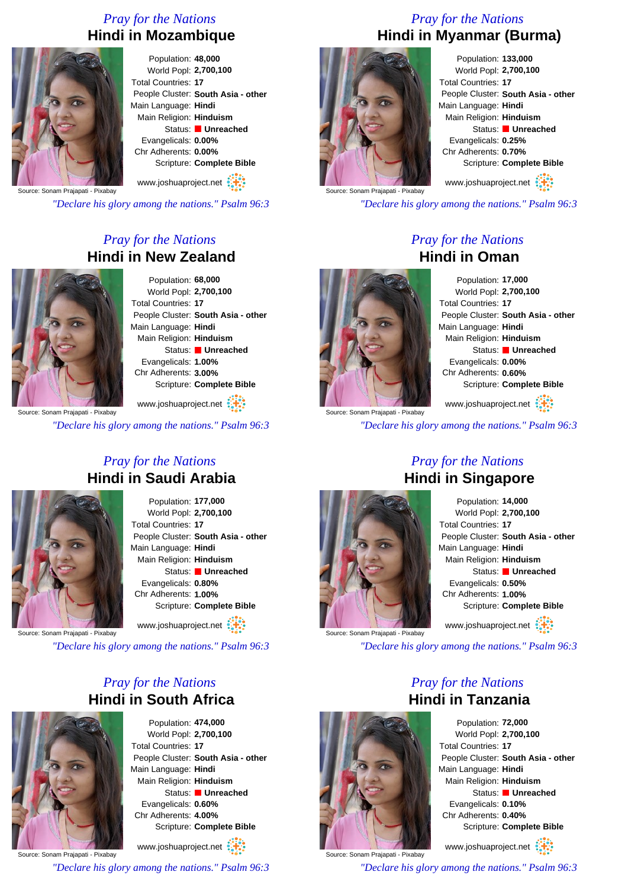*Pray for the Nations*

## Hindi in Mozambique

Population: **48,000**
World Popl: **2,700,100**
Total Countries: **17**
People Cluster: **South Asia - other**
Main Language: **Hindi**
Main Religion: **Hinduism**
Status: **Unreached**
Evangelicals: **0.00%**
Chr Adherents: **0.00%**
Scripture: **Complete Bible**

Source: Sonam Prajapati - Pixabay

www.joshuaproject.net

*"Declare his glory among the nations." Psalm 96:3*

*Pray for the Nations*

## Hindi in Myanmar (Burma)

Population: **133,000**
World Popl: **2,700,100**
Total Countries: **17**
People Cluster: **South Asia - other**
Main Language: **Hindi**
Main Religion: **Hinduism**
Status: **Unreached**
Evangelicals: **0.25%**
Chr Adherents: **0.70%**
Scripture: **Complete Bible**

Source: Sonam Prajapati - Pixabay

www.joshuaproject.net

*"Declare his glory among the nations." Psalm 96:3*

*Pray for the Nations*

## Hindi in New Zealand

Population: **68,000**
World Popl: **2,700,100**
Total Countries: **17**
People Cluster: **South Asia - other**
Main Language: **Hindi**
Main Religion: **Hinduism**
Status: **Unreached**
Evangelicals: **1.00%**
Chr Adherents: **3.00%**
Scripture: **Complete Bible**

Source: Sonam Prajapati - Pixabay

www.joshuaproject.net

*"Declare his glory among the nations." Psalm 96:3*

*Pray for the Nations*

## Hindi in Oman

Population: **17,000**
World Popl: **2,700,100**
Total Countries: **17**
People Cluster: **South Asia - other**
Main Language: **Hindi**
Main Religion: **Hinduism**
Status: **Unreached**
Evangelicals: **0.00%**
Chr Adherents: **0.60%**
Scripture: **Complete Bible**

Source: Sonam Prajapati - Pixabay

www.joshuaproject.net

*"Declare his glory among the nations." Psalm 96:3*

*Pray for the Nations*

## Hindi in Saudi Arabia

Population: **177,000**
World Popl: **2,700,100**
Total Countries: **17**
People Cluster: **South Asia - other**
Main Language: **Hindi**
Main Religion: **Hinduism**
Status: **Unreached**
Evangelicals: **0.80%**
Chr Adherents: **1.00%**
Scripture: **Complete Bible**

Source: Sonam Prajapati - Pixabay

www.joshuaproject.net

*"Declare his glory among the nations." Psalm 96:3*

*Pray for the Nations*

## Hindi in Singapore

Population: **14,000**
World Popl: **2,700,100**
Total Countries: **17**
People Cluster: **South Asia - other**
Main Language: **Hindi**
Main Religion: **Hinduism**
Status: **Unreached**
Evangelicals: **0.50%**
Chr Adherents: **1.00%**
Scripture: **Complete Bible**

Source: Sonam Prajapati - Pixabay

www.joshuaproject.net

*"Declare his glory among the nations." Psalm 96:3*

*Pray for the Nations*

## Hindi in South Africa

Population: **474,000**
World Popl: **2,700,100**
Total Countries: **17**
People Cluster: **South Asia - other**
Main Language: **Hindi**
Main Religion: **Hinduism**
Status: **Unreached**
Evangelicals: **0.60%**
Chr Adherents: **4.00%**
Scripture: **Complete Bible**

Source: Sonam Prajapati - Pixabay

www.joshuaproject.net

*"Declare his glory among the nations." Psalm 96:3*

*Pray for the Nations*

## Hindi in Tanzania

Population: **72,000**
World Popl: **2,700,100**
Total Countries: **17**
People Cluster: **South Asia - other**
Main Language: **Hindi**
Main Religion: **Hinduism**
Status: **Unreached**
Evangelicals: **0.10%**
Chr Adherents: **0.40%**
Scripture: **Complete Bible**

Source: Sonam Prajapati - Pixabay

www.joshuaproject.net

*"Declare his glory among the nations." Psalm 96:3*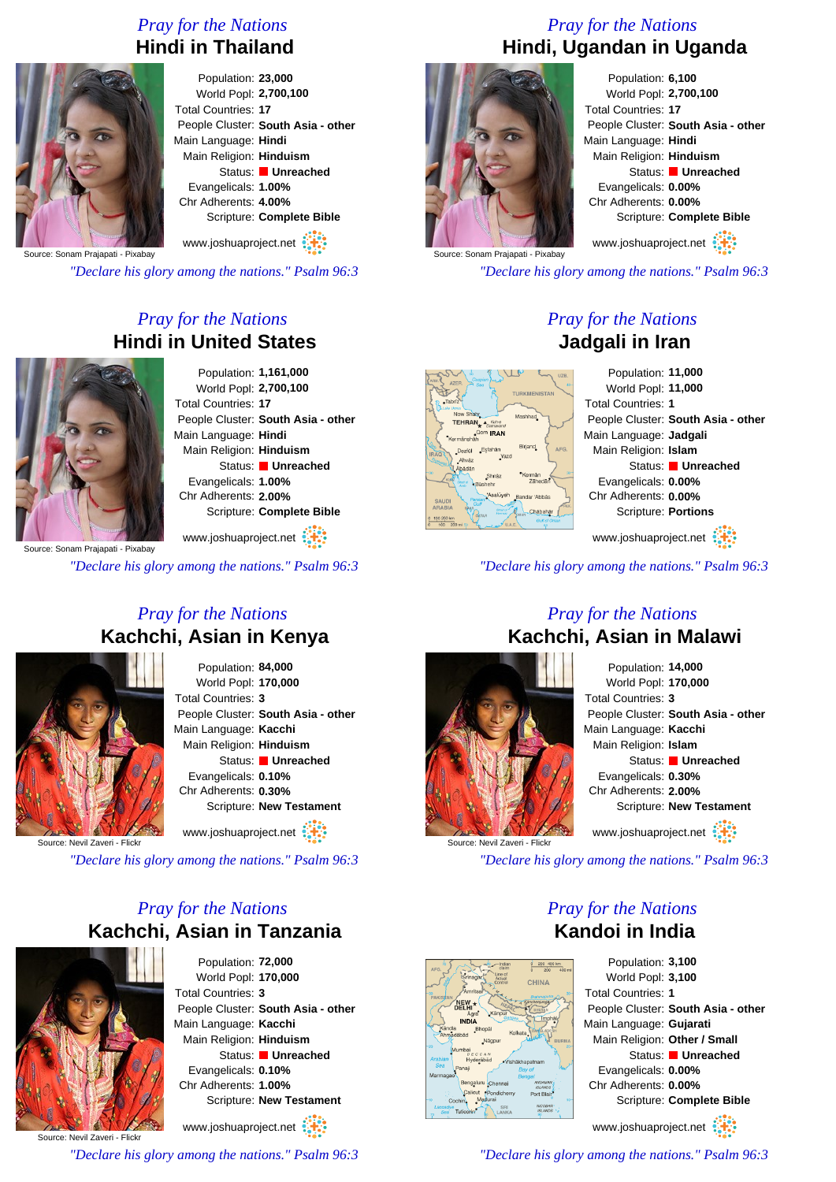*Pray for the Nations*

## Hindi in Thailand

Source: Sonam Prajapati - Pixabay

Population: **23,000**
World Popl: **2,700,100**
Total Countries: **17**
People Cluster: **South Asia - other**
Main Language: **Hindi**
Main Religion: **Hinduism**
Status: **Unreached**
Evangelicals: **1.00%**
Chr Adherents: **4.00%**
Scripture: **Complete Bible**

www.joshuaproject.net

*"Declare his glory among the nations." Psalm 96:3*

*Pray for the Nations*

## Hindi, Ugandan in Uganda

Source: Sonam Prajapati - Pixabay

Population: **6,100**
World Popl: **2,700,100**
Total Countries: **17**
People Cluster: **South Asia - other**
Main Language: **Hindi**
Main Religion: **Hinduism**
Status: **Unreached**
Evangelicals: **0.00%**
Chr Adherents: **0.00%**
Scripture: **Complete Bible**

www.joshuaproject.net

*"Declare his glory among the nations." Psalm 96:3*

*Pray for the Nations*

## Hindi in United States

Source: Sonam Prajapati - Pixabay

Population: **1,161,000**
World Popl: **2,700,100**
Total Countries: **17**
People Cluster: **South Asia - other**
Main Language: **Hindi**
Main Religion: **Hinduism**
Status: **Unreached**
Evangelicals: **1.00%**
Chr Adherents: **2.00%**
Scripture: **Complete Bible**

www.joshuaproject.net

*"Declare his glory among the nations." Psalm 96:3*

*Pray for the Nations*

## Jadgali in Iran

Population: **11,000**
World Popl: **11,000**
Total Countries: **1**
People Cluster: **South Asia - other**
Main Language: **Jadgali**
Main Religion: **Islam**
Status: **Unreached**
Evangelicals: **0.00%**
Chr Adherents: **0.00%**
Scripture: **Portions**

www.joshuaproject.net

*"Declare his glory among the nations." Psalm 96:3*

*Pray for the Nations*

## Kachchi, Asian in Kenya

Source: Nevil Zaveri - Flickr

Population: **84,000**
World Popl: **170,000**
Total Countries: **3**
People Cluster: **South Asia - other**
Main Language: **Kacchi**
Main Religion: **Hinduism**
Status: **Unreached**
Evangelicals: **0.10%**
Chr Adherents: **0.30%**
Scripture: **New Testament**

www.joshuaproject.net

*"Declare his glory among the nations." Psalm 96:3*

*Pray for the Nations*

## Kachchi, Asian in Malawi

Source: Nevil Zaveri - Flickr

Population: **14,000**
World Popl: **170,000**
Total Countries: **3**
People Cluster: **South Asia - other**
Main Language: **Kacchi**
Main Religion: **Islam**
Status: **Unreached**
Evangelicals: **0.30%**
Chr Adherents: **2.00%**
Scripture: **New Testament**

www.joshuaproject.net

*"Declare his glory among the nations." Psalm 96:3*

*Pray for the Nations*

## Kachchi, Asian in Tanzania

Source: Nevil Zaveri - Flickr

Population: **72,000**
World Popl: **170,000**
Total Countries: **3**
People Cluster: **South Asia - other**
Main Language: **Kacchi**
Main Religion: **Hinduism**
Status: **Unreached**
Evangelicals: **0.10%**
Chr Adherents: **1.00%**
Scripture: **New Testament**

www.joshuaproject.net

*"Declare his glory among the nations." Psalm 96:3*

*Pray for the Nations*

## Kandoi in India

Population: **3,100**
World Popl: **3,100**
Total Countries: **1**
People Cluster: **South Asia - other**
Main Language: **Gujarati**
Main Religion: **Other / Small**
Status: **Unreached**
Evangelicals: **0.00%**
Chr Adherents: **0.00%**
Scripture: **Complete Bible**

www.joshuaproject.net

*"Declare his glory among the nations." Psalm 96:3*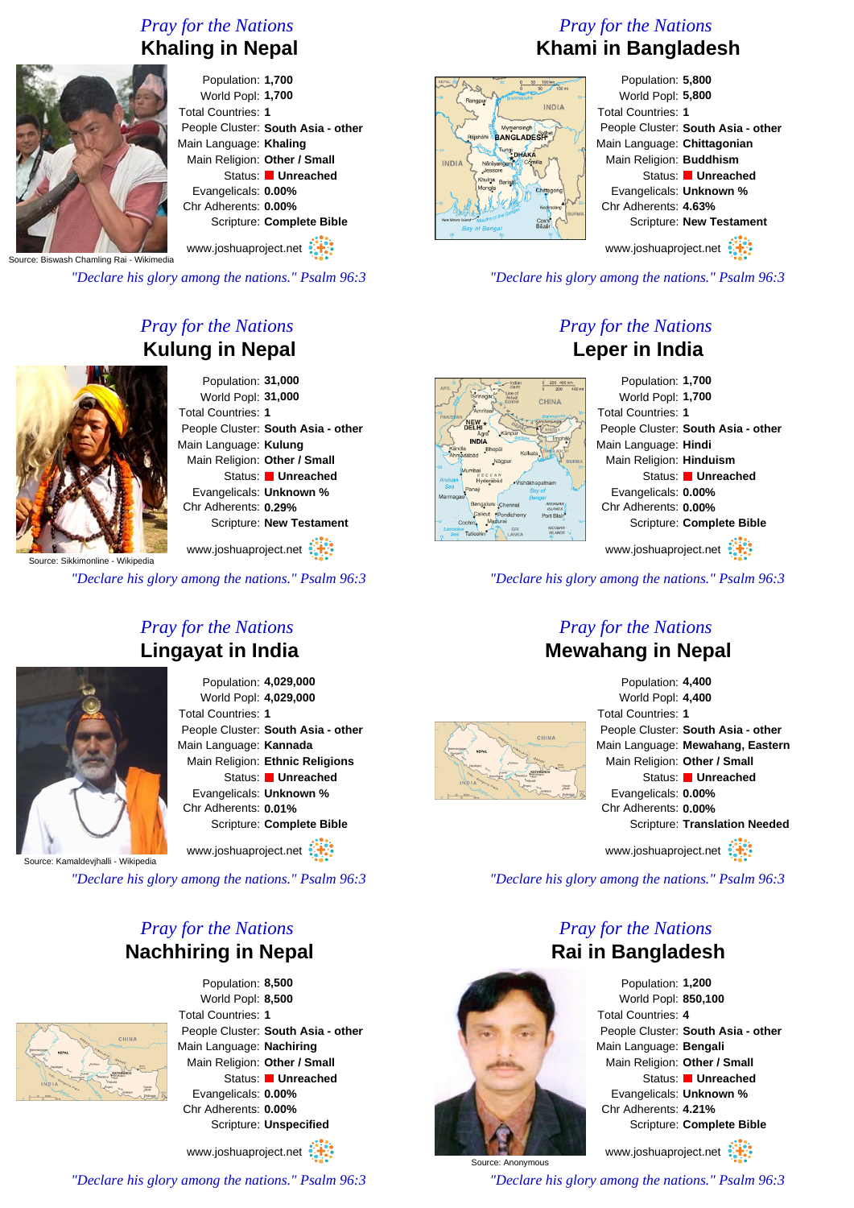## Pray for the Nations
# Khaling in Nepal

Source: Biswash Chamling Rai - Wikimedia

Population: **1,700**
World Popl: **1,700**
Total Countries: **1**
People Cluster: **South Asia - other**
Main Language: **Khaling**
Main Religion: **Other / Small**
Status: **Unreached**
Evangelicals: **0.00%**
Chr Adherents: **0.00%**
Scripture: **Complete Bible**

www.joshuaproject.net

*"Declare his glory among the nations." Psalm 96:3*

## Pray for the Nations
# Khami in Bangladesh

Population: **5,800**
World Popl: **5,800**
Total Countries: **1**
People Cluster: **South Asia - other**
Main Language: **Chittagonian**
Main Religion: **Buddhism**
Status: **Unreached**
Evangelicals: **Unknown %**
Chr Adherents: **4.63%**
Scripture: **New Testament**

www.joshuaproject.net

*"Declare his glory among the nations." Psalm 96:3*

## Pray for the Nations
# Kulung in Nepal

Source: Sikkimonline - Wikipedia

Population: **31,000**
World Popl: **31,000**
Total Countries: **1**
People Cluster: **South Asia - other**
Main Language: **Kulung**
Main Religion: **Other / Small**
Status: **Unreached**
Evangelicals: **Unknown %**
Chr Adherents: **0.29%**
Scripture: **New Testament**

www.joshuaproject.net

*"Declare his glory among the nations." Psalm 96:3*

## Pray for the Nations
# Leper in India

Population: **1,700**
World Popl: **1,700**
Total Countries: **1**
People Cluster: **South Asia - other**
Main Language: **Hindi**
Main Religion: **Hinduism**
Status: **Unreached**
Evangelicals: **0.00%**
Chr Adherents: **0.00%**
Scripture: **Complete Bible**

www.joshuaproject.net

*"Declare his glory among the nations." Psalm 96:3*

## Pray for the Nations
# Lingayat in India

Source: Kamaldevjhalli - Wikipedia

Population: **4,029,000**
World Popl: **4,029,000**
Total Countries: **1**
People Cluster: **South Asia - other**
Main Language: **Kannada**
Main Religion: **Ethnic Religions**
Status: **Unreached**
Evangelicals: **Unknown %**
Chr Adherents: **0.01%**
Scripture: **Complete Bible**

www.joshuaproject.net

*"Declare his glory among the nations." Psalm 96:3*

## Pray for the Nations
# Mewahang in Nepal

Population: **4,400**
World Popl: **4,400**
Total Countries: **1**
People Cluster: **South Asia - other**
Main Language: **Mewahang, Eastern**
Main Religion: **Other / Small**
Status: **Unreached**
Evangelicals: **0.00%**
Chr Adherents: **0.00%**
Scripture: **Translation Needed**

www.joshuaproject.net

*"Declare his glory among the nations." Psalm 96:3*

## Pray for the Nations
# Nachhiring in Nepal

Population: **8,500**
World Popl: **8,500**
Total Countries: **1**
People Cluster: **South Asia - other**
Main Language: **Nachiring**
Main Religion: **Other / Small**
Status: **Unreached**
Evangelicals: **0.00%**
Chr Adherents: **0.00%**
Scripture: **Unspecified**

www.joshuaproject.net

*"Declare his glory among the nations." Psalm 96:3*

## Pray for the Nations
# Rai in Bangladesh

Source: Anonymous

Population: **1,200**
World Popl: **850,100**
Total Countries: **4**
People Cluster: **South Asia - other**
Main Language: **Bengali**
Main Religion: **Other / Small**
Status: **Unreached**
Evangelicals: **Unknown %**
Chr Adherents: **4.21%**
Scripture: **Complete Bible**

www.joshuaproject.net

*"Declare his glory among the nations." Psalm 96:3*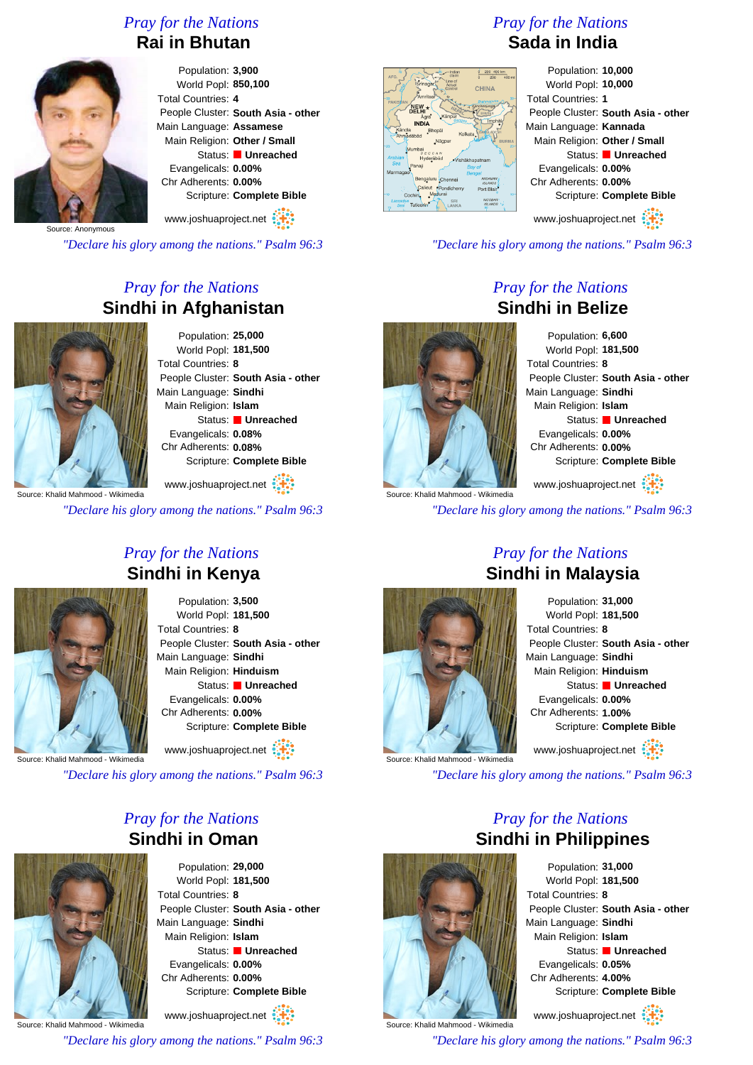*Pray for the Nations*

## Rai in Bhutan

Source: Anonymous

Population: **3,900**
World Popl: **850,100**
Total Countries: **4**
People Cluster: **South Asia - other**
Main Language: **Assamese**
Main Religion: **Other / Small**
Status: **Unreached**
Evangelicals: **0.00%**
Chr Adherents: **0.00%**
Scripture: **Complete Bible**

www.joshuaproject.net

*"Declare his glory among the nations." Psalm 96:3*

*Pray for the Nations*

## Sada in India

Population: **10,000**
World Popl: **10,000**
Total Countries: **1**
People Cluster: **South Asia - other**
Main Language: **Kannada**
Main Religion: **Other / Small**
Status: **Unreached**
Evangelicals: **0.00%**
Chr Adherents: **0.00%**
Scripture: **Complete Bible**

www.joshuaproject.net

*"Declare his glory among the nations." Psalm 96:3*

*Pray for the Nations*

## Sindhi in Afghanistan

Source: Khalid Mahmood - Wikimedia

Population: **25,000**
World Popl: **181,500**
Total Countries: **8**
People Cluster: **South Asia - other**
Main Language: **Sindhi**
Main Religion: **Islam**
Status: **Unreached**
Evangelicals: **0.08%**
Chr Adherents: **0.08%**
Scripture: **Complete Bible**

www.joshuaproject.net

*"Declare his glory among the nations." Psalm 96:3*

*Pray for the Nations*

## Sindhi in Belize

Source: Khalid Mahmood - Wikimedia

Population: **6,600**
World Popl: **181,500**
Total Countries: **8**
People Cluster: **South Asia - other**
Main Language: **Sindhi**
Main Religion: **Islam**
Status: **Unreached**
Evangelicals: **0.00%**
Chr Adherents: **0.00%**
Scripture: **Complete Bible**

www.joshuaproject.net

*"Declare his glory among the nations." Psalm 96:3*

*Pray for the Nations*

## Sindhi in Kenya

Source: Khalid Mahmood - Wikimedia

Population: **3,500**
World Popl: **181,500**
Total Countries: **8**
People Cluster: **South Asia - other**
Main Language: **Sindhi**
Main Religion: **Hinduism**
Status: **Unreached**
Evangelicals: **0.00%**
Chr Adherents: **0.00%**
Scripture: **Complete Bible**

www.joshuaproject.net

*"Declare his glory among the nations." Psalm 96:3*

*Pray for the Nations*

## Sindhi in Malaysia

Source: Khalid Mahmood - Wikimedia

Population: **31,000**
World Popl: **181,500**
Total Countries: **8**
People Cluster: **South Asia - other**
Main Language: **Sindhi**
Main Religion: **Hinduism**
Status: **Unreached**
Evangelicals: **0.00%**
Chr Adherents: **1.00%**
Scripture: **Complete Bible**

www.joshuaproject.net

*"Declare his glory among the nations." Psalm 96:3*

*Pray for the Nations*

## Sindhi in Oman

Source: Khalid Mahmood - Wikimedia

Population: **29,000**
World Popl: **181,500**
Total Countries: **8**
People Cluster: **South Asia - other**
Main Language: **Sindhi**
Main Religion: **Islam**
Status: **Unreached**
Evangelicals: **0.00%**
Chr Adherents: **0.00%**
Scripture: **Complete Bible**

www.joshuaproject.net

*"Declare his glory among the nations." Psalm 96:3*

*Pray for the Nations*

## Sindhi in Philippines

Source: Khalid Mahmood - Wikimedia

Population: **31,000**
World Popl: **181,500**
Total Countries: **8**
People Cluster: **South Asia - other**
Main Language: **Sindhi**
Main Religion: **Islam**
Status: **Unreached**
Evangelicals: **0.05%**
Chr Adherents: **4.00%**
Scripture: **Complete Bible**

www.joshuaproject.net

*"Declare his glory among the nations." Psalm 96:3*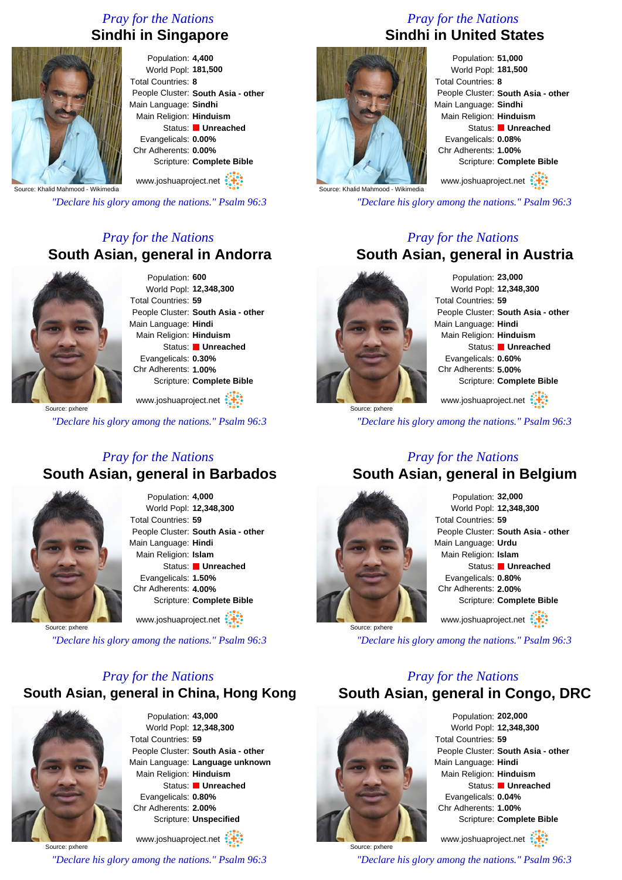## Pray for the Nations

# Sindhi in Singapore

Source: Khalid Mahmood - Wikimedia

Population: **4,400**
World Popl: **181,500**
Total Countries: **8**
People Cluster: **South Asia - other**
Main Language: **Sindhi**
Main Religion: **Hinduism**
Status: **Unreached**
Evangelicals: **0.00%**
Chr Adherents: **0.00%**
Scripture: **Complete Bible**

www.joshuaproject.net

*"Declare his glory among the nations." Psalm 96:3*

## Pray for the Nations

# Sindhi in United States

Source: Khalid Mahmood - Wikimedia

Population: **51,000**
World Popl: **181,500**
Total Countries: **8**
People Cluster: **South Asia - other**
Main Language: **Sindhi**
Main Religion: **Hinduism**
Status: **Unreached**
Evangelicals: **0.08%**
Chr Adherents: **1.00%**
Scripture: **Complete Bible**

www.joshuaproject.net

*"Declare his glory among the nations." Psalm 96:3*

## Pray for the Nations

# South Asian, general in Andorra

Source: pxhere

Population: **600**
World Popl: **12,348,300**
Total Countries: **59**
People Cluster: **South Asia - other**
Main Language: **Hindi**
Main Religion: **Hinduism**
Status: **Unreached**
Evangelicals: **0.30%**
Chr Adherents: **1.00%**
Scripture: **Complete Bible**

www.joshuaproject.net

*"Declare his glory among the nations." Psalm 96:3*

## Pray for the Nations

# South Asian, general in Austria

Source: pxhere

Population: **23,000**
World Popl: **12,348,300**
Total Countries: **59**
People Cluster: **South Asia - other**
Main Language: **Hindi**
Main Religion: **Hinduism**
Status: **Unreached**
Evangelicals: **0.60%**
Chr Adherents: **5.00%**
Scripture: **Complete Bible**

www.joshuaproject.net

*"Declare his glory among the nations." Psalm 96:3*

## Pray for the Nations

# South Asian, general in Barbados

Source: pxhere

Population: **4,000**
World Popl: **12,348,300**
Total Countries: **59**
People Cluster: **South Asia - other**
Main Language: **Hindi**
Main Religion: **Islam**
Status: **Unreached**
Evangelicals: **1.50%**
Chr Adherents: **4.00%**
Scripture: **Complete Bible**

www.joshuaproject.net

*"Declare his glory among the nations." Psalm 96:3*

## Pray for the Nations

# South Asian, general in Belgium

Source: pxhere

Population: **32,000**
World Popl: **12,348,300**
Total Countries: **59**
People Cluster: **South Asia - other**
Main Language: **Urdu**
Main Religion: **Islam**
Status: **Unreached**
Evangelicals: **0.80%**
Chr Adherents: **2.00%**
Scripture: **Complete Bible**

www.joshuaproject.net

*"Declare his glory among the nations." Psalm 96:3*

## Pray for the Nations

# South Asian, general in China, Hong Kong

Source: pxhere

Population: **43,000**
World Popl: **12,348,300**
Total Countries: **59**
People Cluster: **South Asia - other**
Main Language: **Language unknown**
Main Religion: **Hinduism**
Status: **Unreached**
Evangelicals: **0.80%**
Chr Adherents: **2.00%**
Scripture: **Unspecified**

www.joshuaproject.net

*"Declare his glory among the nations." Psalm 96:3*

## Pray for the Nations

# South Asian, general in Congo, DRC

Source: pxhere

Population: **202,000**
World Popl: **12,348,300**
Total Countries: **59**
People Cluster: **South Asia - other**
Main Language: **Hindi**
Main Religion: **Hinduism**
Status: **Unreached**
Evangelicals: **0.04%**
Chr Adherents: **1.00%**
Scripture: **Complete Bible**

www.joshuaproject.net

*"Declare his glory among the nations." Psalm 96:3*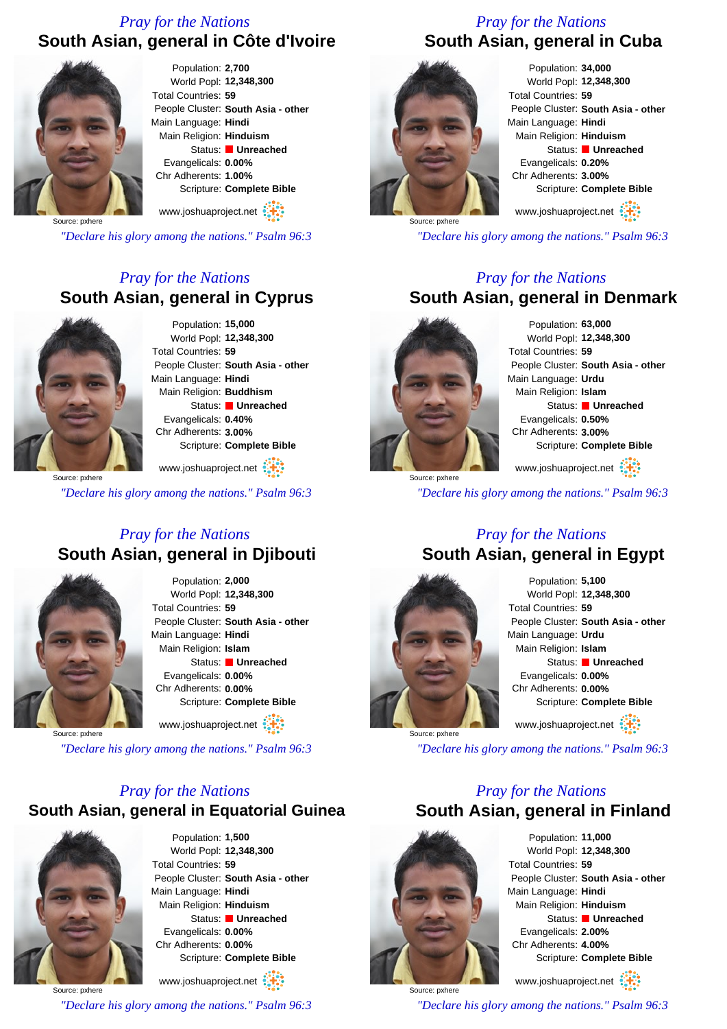*Pray for the Nations*

## South Asian, general in Côte d'Ivoire

Source: pxhere

Population: **2,700**
World Popl: **12,348,300**
Total Countries: **59**
People Cluster: **South Asia - other**
Main Language: **Hindi**
Main Religion: **Hinduism**
Status: **Unreached**
Evangelicals: **0.00%**
Chr Adherents: **1.00%**
Scripture: **Complete Bible**

www.joshuaproject.net

*"Declare his glory among the nations." Psalm 96:3*

*Pray for the Nations*

## South Asian, general in Cuba

Source: pxhere

Population: **34,000**
World Popl: **12,348,300**
Total Countries: **59**
People Cluster: **South Asia - other**
Main Language: **Hindi**
Main Religion: **Hinduism**
Status: **Unreached**
Evangelicals: **0.20%**
Chr Adherents: **3.00%**
Scripture: **Complete Bible**

www.joshuaproject.net

*"Declare his glory among the nations." Psalm 96:3*

*Pray for the Nations*

## South Asian, general in Cyprus

Source: pxhere

Population: **15,000**
World Popl: **12,348,300**
Total Countries: **59**
People Cluster: **South Asia - other**
Main Language: **Hindi**
Main Religion: **Buddhism**
Status: **Unreached**
Evangelicals: **0.40%**
Chr Adherents: **3.00%**
Scripture: **Complete Bible**

www.joshuaproject.net

*"Declare his glory among the nations." Psalm 96:3*

*Pray for the Nations*

## South Asian, general in Denmark

Source: pxhere

Population: **63,000**
World Popl: **12,348,300**
Total Countries: **59**
People Cluster: **South Asia - other**
Main Language: **Urdu**
Main Religion: **Islam**
Status: **Unreached**
Evangelicals: **0.50%**
Chr Adherents: **3.00%**
Scripture: **Complete Bible**

www.joshuaproject.net

*"Declare his glory among the nations." Psalm 96:3*

*Pray for the Nations*

## South Asian, general in Djibouti

Source: pxhere

Population: **2,000**
World Popl: **12,348,300**
Total Countries: **59**
People Cluster: **South Asia - other**
Main Language: **Hindi**
Main Religion: **Islam**
Status: **Unreached**
Evangelicals: **0.00%**
Chr Adherents: **0.00%**
Scripture: **Complete Bible**

www.joshuaproject.net

*"Declare his glory among the nations." Psalm 96:3*

*Pray for the Nations*

## South Asian, general in Egypt

Source: pxhere

Population: **5,100**
World Popl: **12,348,300**
Total Countries: **59**
People Cluster: **South Asia - other**
Main Language: **Urdu**
Main Religion: **Islam**
Status: **Unreached**
Evangelicals: **0.00%**
Chr Adherents: **0.00%**
Scripture: **Complete Bible**

www.joshuaproject.net

*"Declare his glory among the nations." Psalm 96:3*

*Pray for the Nations*

## South Asian, general in Equatorial Guinea

Source: pxhere

Population: **1,500**
World Popl: **12,348,300**
Total Countries: **59**
People Cluster: **South Asia - other**
Main Language: **Hindi**
Main Religion: **Hinduism**
Status: **Unreached**
Evangelicals: **0.00%**
Chr Adherents: **0.00%**
Scripture: **Complete Bible**

www.joshuaproject.net

*"Declare his glory among the nations." Psalm 96:3*

*Pray for the Nations*

## South Asian, general in Finland

Source: pxhere

Population: **11,000**
World Popl: **12,348,300**
Total Countries: **59**
People Cluster: **South Asia - other**
Main Language: **Hindi**
Main Religion: **Hinduism**
Status: **Unreached**
Evangelicals: **2.00%**
Chr Adherents: **4.00%**
Scripture: **Complete Bible**

www.joshuaproject.net

*"Declare his glory among the nations." Psalm 96:3*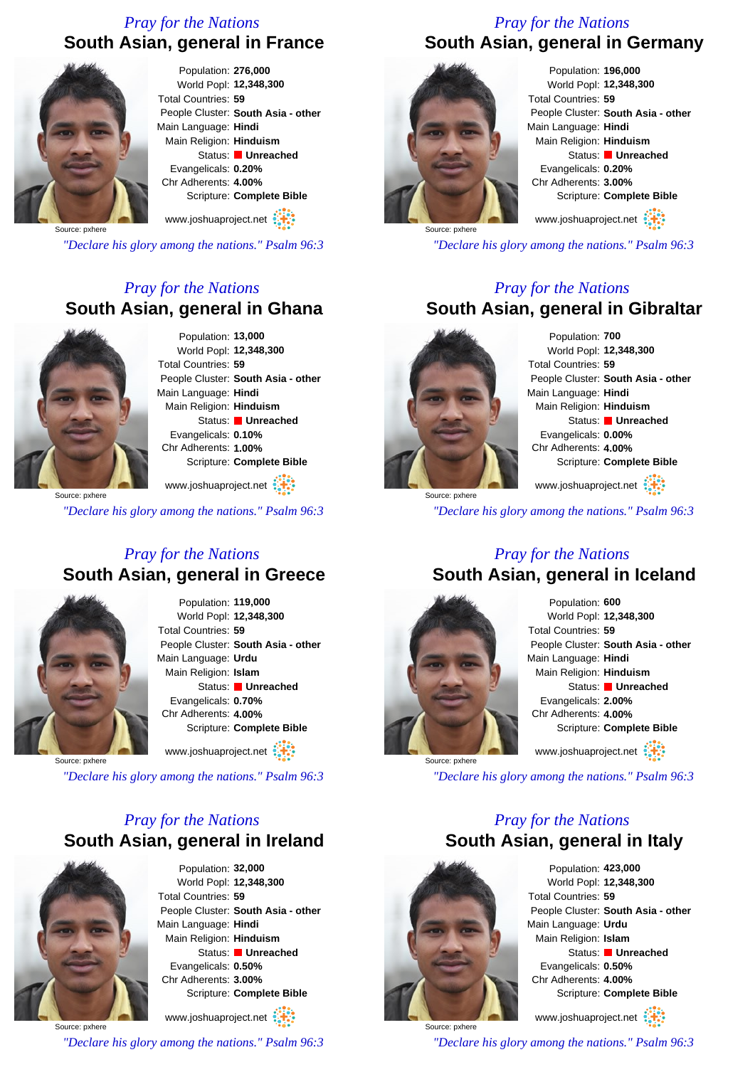*Pray for the Nations*

## South Asian, general in France

Source: pxhere

Population: **276,000**
World Popl: **12,348,300**
Total Countries: **59**
People Cluster: **South Asia - other**
Main Language: **Hindi**
Main Religion: **Hinduism**
Status: **Unreached**
Evangelicals: **0.20%**
Chr Adherents: **4.00%**
Scripture: **Complete Bible**

www.joshuaproject.net

*"Declare his glory among the nations." Psalm 96:3*

*Pray for the Nations*

## South Asian, general in Germany

Source: pxhere

Population: **196,000**
World Popl: **12,348,300**
Total Countries: **59**
People Cluster: **South Asia - other**
Main Language: **Hindi**
Main Religion: **Hinduism**
Status: **Unreached**
Evangelicals: **0.20%**
Chr Adherents: **3.00%**
Scripture: **Complete Bible**

www.joshuaproject.net

*"Declare his glory among the nations." Psalm 96:3*

*Pray for the Nations*

## South Asian, general in Ghana

Source: pxhere

Population: **13,000**
World Popl: **12,348,300**
Total Countries: **59**
People Cluster: **South Asia - other**
Main Language: **Hindi**
Main Religion: **Hinduism**
Status: **Unreached**
Evangelicals: **0.10%**
Chr Adherents: **1.00%**
Scripture: **Complete Bible**

www.joshuaproject.net

*"Declare his glory among the nations." Psalm 96:3*

*Pray for the Nations*

## South Asian, general in Gibraltar

Source: pxhere

Population: **700**
World Popl: **12,348,300**
Total Countries: **59**
People Cluster: **South Asia - other**
Main Language: **Hindi**
Main Religion: **Hinduism**
Status: **Unreached**
Evangelicals: **0.00%**
Chr Adherents: **4.00%**
Scripture: **Complete Bible**

www.joshuaproject.net

*"Declare his glory among the nations." Psalm 96:3*

*Pray for the Nations*

## South Asian, general in Greece

Source: pxhere

Population: **119,000**
World Popl: **12,348,300**
Total Countries: **59**
People Cluster: **South Asia - other**
Main Language: **Urdu**
Main Religion: **Islam**
Status: **Unreached**
Evangelicals: **0.70%**
Chr Adherents: **4.00%**
Scripture: **Complete Bible**

www.joshuaproject.net

*"Declare his glory among the nations." Psalm 96:3*

*Pray for the Nations*

## South Asian, general in Iceland

Source: pxhere

Population: **600**
World Popl: **12,348,300**
Total Countries: **59**
People Cluster: **South Asia - other**
Main Language: **Hindi**
Main Religion: **Hinduism**
Status: **Unreached**
Evangelicals: **2.00%**
Chr Adherents: **4.00%**
Scripture: **Complete Bible**

www.joshuaproject.net

*"Declare his glory among the nations." Psalm 96:3*

*Pray for the Nations*

## South Asian, general in Ireland

Source: pxhere

Population: **32,000**
World Popl: **12,348,300**
Total Countries: **59**
People Cluster: **South Asia - other**
Main Language: **Hindi**
Main Religion: **Hinduism**
Status: **Unreached**
Evangelicals: **0.50%**
Chr Adherents: **3.00%**
Scripture: **Complete Bible**

www.joshuaproject.net

*"Declare his glory among the nations." Psalm 96:3*

*Pray for the Nations*

## South Asian, general in Italy

Source: pxhere

Population: **423,000**
World Popl: **12,348,300**
Total Countries: **59**
People Cluster: **South Asia - other**
Main Language: **Urdu**
Main Religion: **Islam**
Status: **Unreached**
Evangelicals: **0.50%**
Chr Adherents: **4.00%**
Scripture: **Complete Bible**

www.joshuaproject.net

*"Declare his glory among the nations." Psalm 96:3*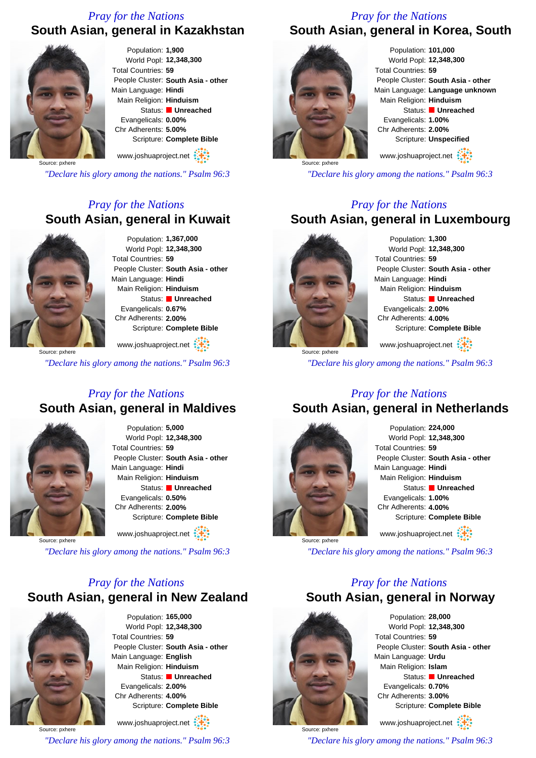*Pray for the Nations*

## South Asian, general in Kazakhstan

Source: pxhere

Population: **1,900**
World Popl: **12,348,300**
Total Countries: **59**
People Cluster: **South Asia - other**
Main Language: **Hindi**
Main Religion: **Hinduism**
Status: **Unreached**
Evangelicals: **0.00%**
Chr Adherents: **5.00%**
Scripture: **Complete Bible**

www.joshuaproject.net

*"Declare his glory among the nations." Psalm 96:3*

*Pray for the Nations*

## South Asian, general in Korea, South

Source: pxhere

Population: **101,000**
World Popl: **12,348,300**
Total Countries: **59**
People Cluster: **South Asia - other**
Main Language: **Language unknown**
Main Religion: **Hinduism**
Status: **Unreached**
Evangelicals: **1.00%**
Chr Adherents: **2.00%**
Scripture: **Unspecified**

www.joshuaproject.net

*"Declare his glory among the nations." Psalm 96:3*

*Pray for the Nations*

## South Asian, general in Kuwait

Source: pxhere

Population: **1,367,000**
World Popl: **12,348,300**
Total Countries: **59**
People Cluster: **South Asia - other**
Main Language: **Hindi**
Main Religion: **Hinduism**
Status: **Unreached**
Evangelicals: **0.67%**
Chr Adherents: **2.00%**
Scripture: **Complete Bible**

www.joshuaproject.net

*"Declare his glory among the nations." Psalm 96:3*

*Pray for the Nations*

## South Asian, general in Luxembourg

Source: pxhere

Population: **1,300**
World Popl: **12,348,300**
Total Countries: **59**
People Cluster: **South Asia - other**
Main Language: **Hindi**
Main Religion: **Hinduism**
Status: **Unreached**
Evangelicals: **2.00%**
Chr Adherents: **4.00%**
Scripture: **Complete Bible**

www.joshuaproject.net

*"Declare his glory among the nations." Psalm 96:3*

*Pray for the Nations*

## South Asian, general in Maldives

Source: pxhere

Population: **5,000**
World Popl: **12,348,300**
Total Countries: **59**
People Cluster: **South Asia - other**
Main Language: **Hindi**
Main Religion: **Hinduism**
Status: **Unreached**
Evangelicals: **0.50%**
Chr Adherents: **2.00%**
Scripture: **Complete Bible**

www.joshuaproject.net

*"Declare his glory among the nations." Psalm 96:3*

*Pray for the Nations*

## South Asian, general in Netherlands

Source: pxhere

Population: **224,000**
World Popl: **12,348,300**
Total Countries: **59**
People Cluster: **South Asia - other**
Main Language: **Hindi**
Main Religion: **Hinduism**
Status: **Unreached**
Evangelicals: **1.00%**
Chr Adherents: **4.00%**
Scripture: **Complete Bible**

www.joshuaproject.net

*"Declare his glory among the nations." Psalm 96:3*

*Pray for the Nations*

## South Asian, general in New Zealand

Source: pxhere

Population: **165,000**
World Popl: **12,348,300**
Total Countries: **59**
People Cluster: **South Asia - other**
Main Language: **English**
Main Religion: **Hinduism**
Status: **Unreached**
Evangelicals: **2.00%**
Chr Adherents: **4.00%**
Scripture: **Complete Bible**

www.joshuaproject.net

*"Declare his glory among the nations." Psalm 96:3*

*Pray for the Nations*

## South Asian, general in Norway

Source: pxhere

Population: **28,000**
World Popl: **12,348,300**
Total Countries: **59**
People Cluster: **South Asia - other**
Main Language: **Urdu**
Main Religion: **Islam**
Status: **Unreached**
Evangelicals: **0.70%**
Chr Adherents: **3.00%**
Scripture: **Complete Bible**

www.joshuaproject.net

*"Declare his glory among the nations." Psalm 96:3*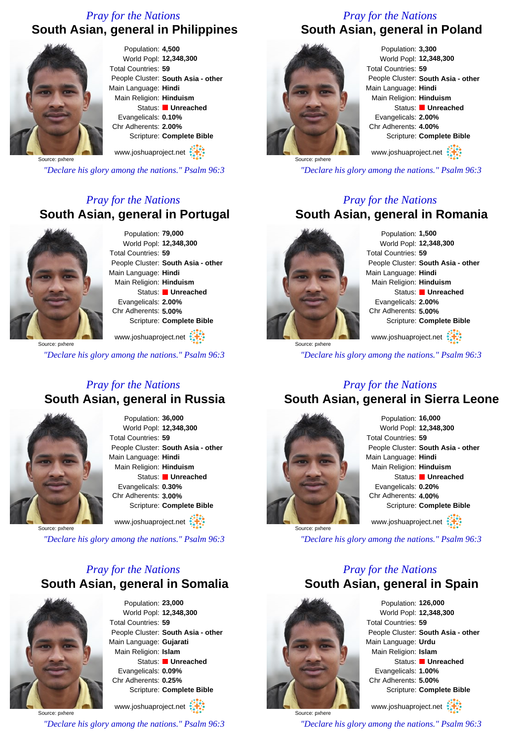*Pray for the Nations*

## South Asian, general in Philippines

Population: **4,500**
World Popl: **12,348,300**
Total Countries: **59**
People Cluster: **South Asia - other**
Main Language: **Hindi**
Main Religion: **Hinduism**
Status: **Unreached**
Evangelicals: **0.10%**
Chr Adherents: **2.00%**
Scripture: **Complete Bible**

Source: pxhere

www.joshuaproject.net

*"Declare his glory among the nations." Psalm 96:3*

*Pray for the Nations*

## South Asian, general in Poland

Population: **3,300**
World Popl: **12,348,300**
Total Countries: **59**
People Cluster: **South Asia - other**
Main Language: **Hindi**
Main Religion: **Hinduism**
Status: **Unreached**
Evangelicals: **2.00%**
Chr Adherents: **4.00%**
Scripture: **Complete Bible**

Source: pxhere

www.joshuaproject.net

*"Declare his glory among the nations." Psalm 96:3*

*Pray for the Nations*

## South Asian, general in Portugal

Population: **79,000**
World Popl: **12,348,300**
Total Countries: **59**
People Cluster: **South Asia - other**
Main Language: **Hindi**
Main Religion: **Hinduism**
Status: **Unreached**
Evangelicals: **2.00%**
Chr Adherents: **5.00%**
Scripture: **Complete Bible**

Source: pxhere

www.joshuaproject.net

*"Declare his glory among the nations." Psalm 96:3*

*Pray for the Nations*

## South Asian, general in Romania

Population: **1,500**
World Popl: **12,348,300**
Total Countries: **59**
People Cluster: **South Asia - other**
Main Language: **Hindi**
Main Religion: **Hinduism**
Status: **Unreached**
Evangelicals: **2.00%**
Chr Adherents: **5.00%**
Scripture: **Complete Bible**

Source: pxhere

www.joshuaproject.net

*"Declare his glory among the nations." Psalm 96:3*

*Pray for the Nations*

## South Asian, general in Russia

Population: **36,000**
World Popl: **12,348,300**
Total Countries: **59**
People Cluster: **South Asia - other**
Main Language: **Hindi**
Main Religion: **Hinduism**
Status: **Unreached**
Evangelicals: **0.30%**
Chr Adherents: **3.00%**
Scripture: **Complete Bible**

Source: pxhere

www.joshuaproject.net

*"Declare his glory among the nations." Psalm 96:3*

*Pray for the Nations*

## South Asian, general in Sierra Leone

Population: **16,000**
World Popl: **12,348,300**
Total Countries: **59**
People Cluster: **South Asia - other**
Main Language: **Hindi**
Main Religion: **Hinduism**
Status: **Unreached**
Evangelicals: **0.20%**
Chr Adherents: **4.00%**
Scripture: **Complete Bible**

Source: pxhere

www.joshuaproject.net

*"Declare his glory among the nations." Psalm 96:3*

*Pray for the Nations*

## South Asian, general in Somalia

Population: **23,000**
World Popl: **12,348,300**
Total Countries: **59**
People Cluster: **South Asia - other**
Main Language: **Gujarati**
Main Religion: **Islam**
Status: **Unreached**
Evangelicals: **0.09%**
Chr Adherents: **0.25%**
Scripture: **Complete Bible**

Source: pxhere

www.joshuaproject.net

*"Declare his glory among the nations." Psalm 96:3*

*Pray for the Nations*

## South Asian, general in Spain

Population: **126,000**
World Popl: **12,348,300**
Total Countries: **59**
People Cluster: **South Asia - other**
Main Language: **Urdu**
Main Religion: **Islam**
Status: **Unreached**
Evangelicals: **1.00%**
Chr Adherents: **5.00%**
Scripture: **Complete Bible**

Source: pxhere

www.joshuaproject.net

*"Declare his glory among the nations." Psalm 96:3*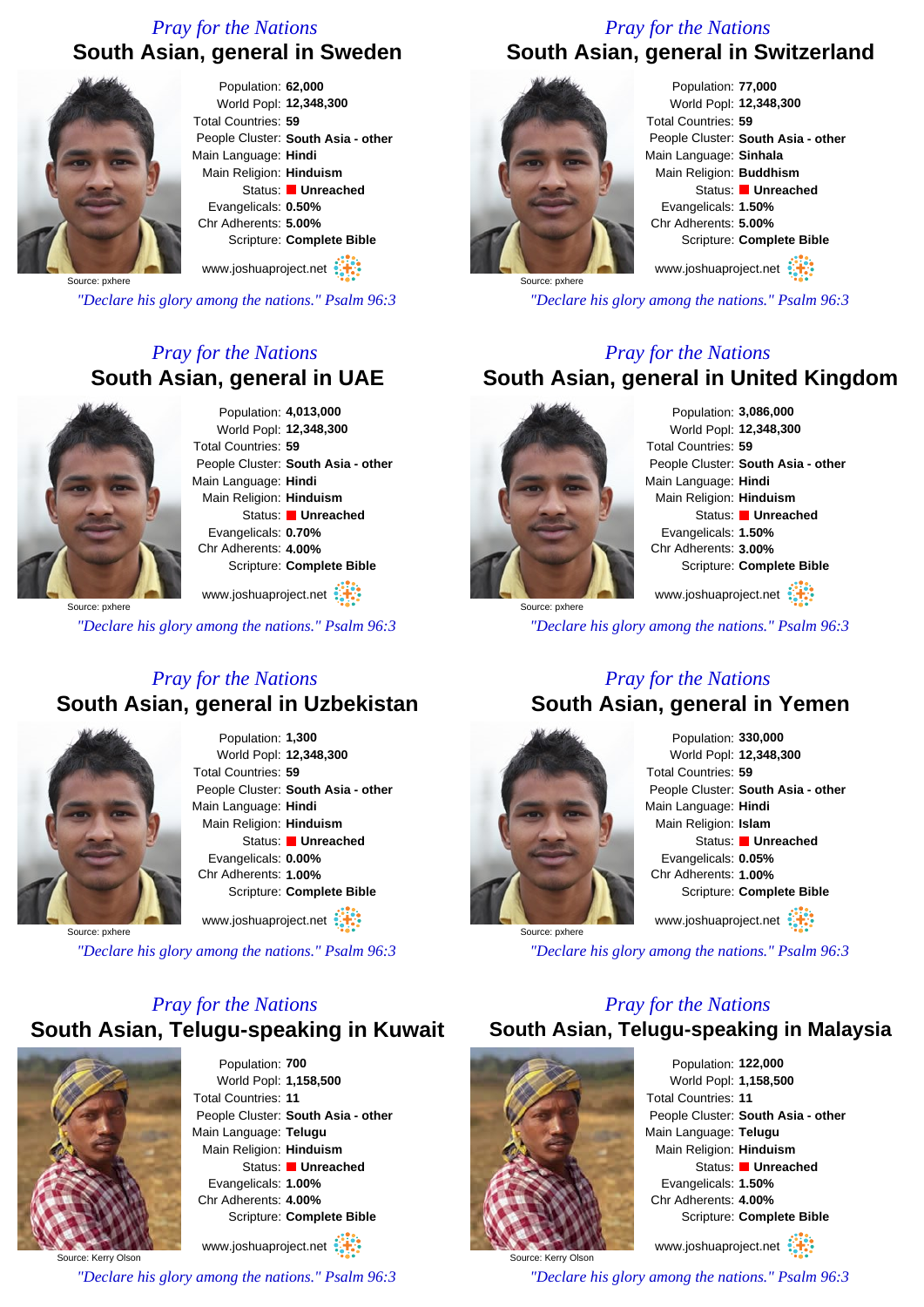*Pray for the Nations*

## South Asian, general in Sweden

Source: pxhere

Population: **62,000**
World Popl: **12,348,300**
Total Countries: **59**
People Cluster: **South Asia - other**
Main Language: **Hindi**
Main Religion: **Hinduism**
Status: **Unreached**
Evangelicals: **0.50%**
Chr Adherents: **5.00%**
Scripture: **Complete Bible**

www.joshuaproject.net

*"Declare his glory among the nations." Psalm 96:3*

*Pray for the Nations*

## South Asian, general in Switzerland

Source: pxhere

Population: **77,000**
World Popl: **12,348,300**
Total Countries: **59**
People Cluster: **South Asia - other**
Main Language: **Sinhala**
Main Religion: **Buddhism**
Status: **Unreached**
Evangelicals: **1.50%**
Chr Adherents: **5.00%**
Scripture: **Complete Bible**

www.joshuaproject.net

*"Declare his glory among the nations." Psalm 96:3*

*Pray for the Nations*

## South Asian, general in UAE

Source: pxhere

Population: **4,013,000**
World Popl: **12,348,300**
Total Countries: **59**
People Cluster: **South Asia - other**
Main Language: **Hindi**
Main Religion: **Hinduism**
Status: **Unreached**
Evangelicals: **0.70%**
Chr Adherents: **4.00%**
Scripture: **Complete Bible**

www.joshuaproject.net

*"Declare his glory among the nations." Psalm 96:3*

*Pray for the Nations*

## South Asian, general in United Kingdom

Source: pxhere

Population: **3,086,000**
World Popl: **12,348,300**
Total Countries: **59**
People Cluster: **South Asia - other**
Main Language: **Hindi**
Main Religion: **Hinduism**
Status: **Unreached**
Evangelicals: **1.50%**
Chr Adherents: **3.00%**
Scripture: **Complete Bible**

www.joshuaproject.net

*"Declare his glory among the nations." Psalm 96:3*

*Pray for the Nations*

## South Asian, general in Uzbekistan

Source: pxhere

Population: **1,300**
World Popl: **12,348,300**
Total Countries: **59**
People Cluster: **South Asia - other**
Main Language: **Hindi**
Main Religion: **Hinduism**
Status: **Unreached**
Evangelicals: **0.00%**
Chr Adherents: **1.00%**
Scripture: **Complete Bible**

www.joshuaproject.net

*"Declare his glory among the nations." Psalm 96:3*

*Pray for the Nations*

## South Asian, general in Yemen

Source: pxhere

Population: **330,000**
World Popl: **12,348,300**
Total Countries: **59**
People Cluster: **South Asia - other**
Main Language: **Hindi**
Main Religion: **Islam**
Status: **Unreached**
Evangelicals: **0.05%**
Chr Adherents: **1.00%**
Scripture: **Complete Bible**

www.joshuaproject.net

*"Declare his glory among the nations." Psalm 96:3*

*Pray for the Nations*

## South Asian, Telugu-speaking in Kuwait

Source: Kerry Olson

Population: **700**
World Popl: **1,158,500**
Total Countries: **11**
People Cluster: **South Asia - other**
Main Language: **Telugu**
Main Religion: **Hinduism**
Status: **Unreached**
Evangelicals: **1.00%**
Chr Adherents: **4.00%**
Scripture: **Complete Bible**

www.joshuaproject.net

*"Declare his glory among the nations." Psalm 96:3*

*Pray for the Nations*

## South Asian, Telugu-speaking in Malaysia

Source: Kerry Olson

Population: **122,000**
World Popl: **1,158,500**
Total Countries: **11**
People Cluster: **South Asia - other**
Main Language: **Telugu**
Main Religion: **Hinduism**
Status: **Unreached**
Evangelicals: **1.50%**
Chr Adherents: **4.00%**
Scripture: **Complete Bible**

www.joshuaproject.net

*"Declare his glory among the nations." Psalm 96:3*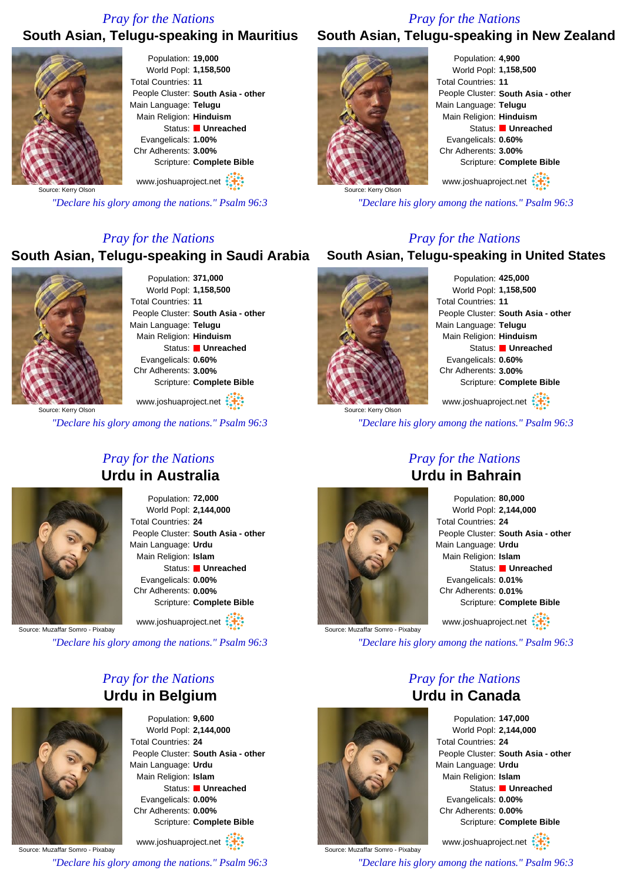*Pray for the Nations*

## South Asian, Telugu-speaking in Mauritius

Source: Kerry Olson

Population: **19,000**
World Popl: **1,158,500**
Total Countries: **11**
People Cluster: **South Asia - other**
Main Language: **Telugu**
Main Religion: **Hinduism**
Status: **Unreached**
Evangelicals: **1.00%**
Chr Adherents: **3.00%**
Scripture: **Complete Bible**

www.joshuaproject.net

*"Declare his glory among the nations." Psalm 96:3*

*Pray for the Nations*

## South Asian, Telugu-speaking in New Zealand

Source: Kerry Olson

Population: **4,900**
World Popl: **1,158,500**
Total Countries: **11**
People Cluster: **South Asia - other**
Main Language: **Telugu**
Main Religion: **Hinduism**
Status: **Unreached**
Evangelicals: **0.60%**
Chr Adherents: **3.00%**
Scripture: **Complete Bible**

www.joshuaproject.net

*"Declare his glory among the nations." Psalm 96:3*

*Pray for the Nations*

## South Asian, Telugu-speaking in Saudi Arabia

Source: Kerry Olson

Population: **371,000**
World Popl: **1,158,500**
Total Countries: **11**
People Cluster: **South Asia - other**
Main Language: **Telugu**
Main Religion: **Hinduism**
Status: **Unreached**
Evangelicals: **0.60%**
Chr Adherents: **3.00%**
Scripture: **Complete Bible**

www.joshuaproject.net

*"Declare his glory among the nations." Psalm 96:3*

*Pray for the Nations*

## South Asian, Telugu-speaking in United States

Source: Kerry Olson

Population: **425,000**
World Popl: **1,158,500**
Total Countries: **11**
People Cluster: **South Asia - other**
Main Language: **Telugu**
Main Religion: **Hinduism**
Status: **Unreached**
Evangelicals: **0.60%**
Chr Adherents: **3.00%**
Scripture: **Complete Bible**

www.joshuaproject.net

*"Declare his glory among the nations." Psalm 96:3*

*Pray for the Nations*

## Urdu in Australia

Source: Muzaffar Somro - Pixabay

Population: **72,000**
World Popl: **2,144,000**
Total Countries: **24**
People Cluster: **South Asia - other**
Main Language: **Urdu**
Main Religion: **Islam**
Status: **Unreached**
Evangelicals: **0.00%**
Chr Adherents: **0.00%**
Scripture: **Complete Bible**

www.joshuaproject.net

*"Declare his glory among the nations." Psalm 96:3*

*Pray for the Nations*

## Urdu in Bahrain

Source: Muzaffar Somro - Pixabay

Population: **80,000**
World Popl: **2,144,000**
Total Countries: **24**
People Cluster: **South Asia - other**
Main Language: **Urdu**
Main Religion: **Islam**
Status: **Unreached**
Evangelicals: **0.01%**
Chr Adherents: **0.01%**
Scripture: **Complete Bible**

www.joshuaproject.net

*"Declare his glory among the nations." Psalm 96:3*

*Pray for the Nations*

## Urdu in Belgium

Source: Muzaffar Somro - Pixabay

Population: **9,600**
World Popl: **2,144,000**
Total Countries: **24**
People Cluster: **South Asia - other**
Main Language: **Urdu**
Main Religion: **Islam**
Status: **Unreached**
Evangelicals: **0.00%**
Chr Adherents: **0.00%**
Scripture: **Complete Bible**

www.joshuaproject.net

*"Declare his glory among the nations." Psalm 96:3*

*Pray for the Nations*

## Urdu in Canada

Source: Muzaffar Somro - Pixabay

Population: **147,000**
World Popl: **2,144,000**
Total Countries: **24**
People Cluster: **South Asia - other**
Main Language: **Urdu**
Main Religion: **Islam**
Status: **Unreached**
Evangelicals: **0.00%**
Chr Adherents: **0.00%**
Scripture: **Complete Bible**

www.joshuaproject.net

*"Declare his glory among the nations." Psalm 96:3*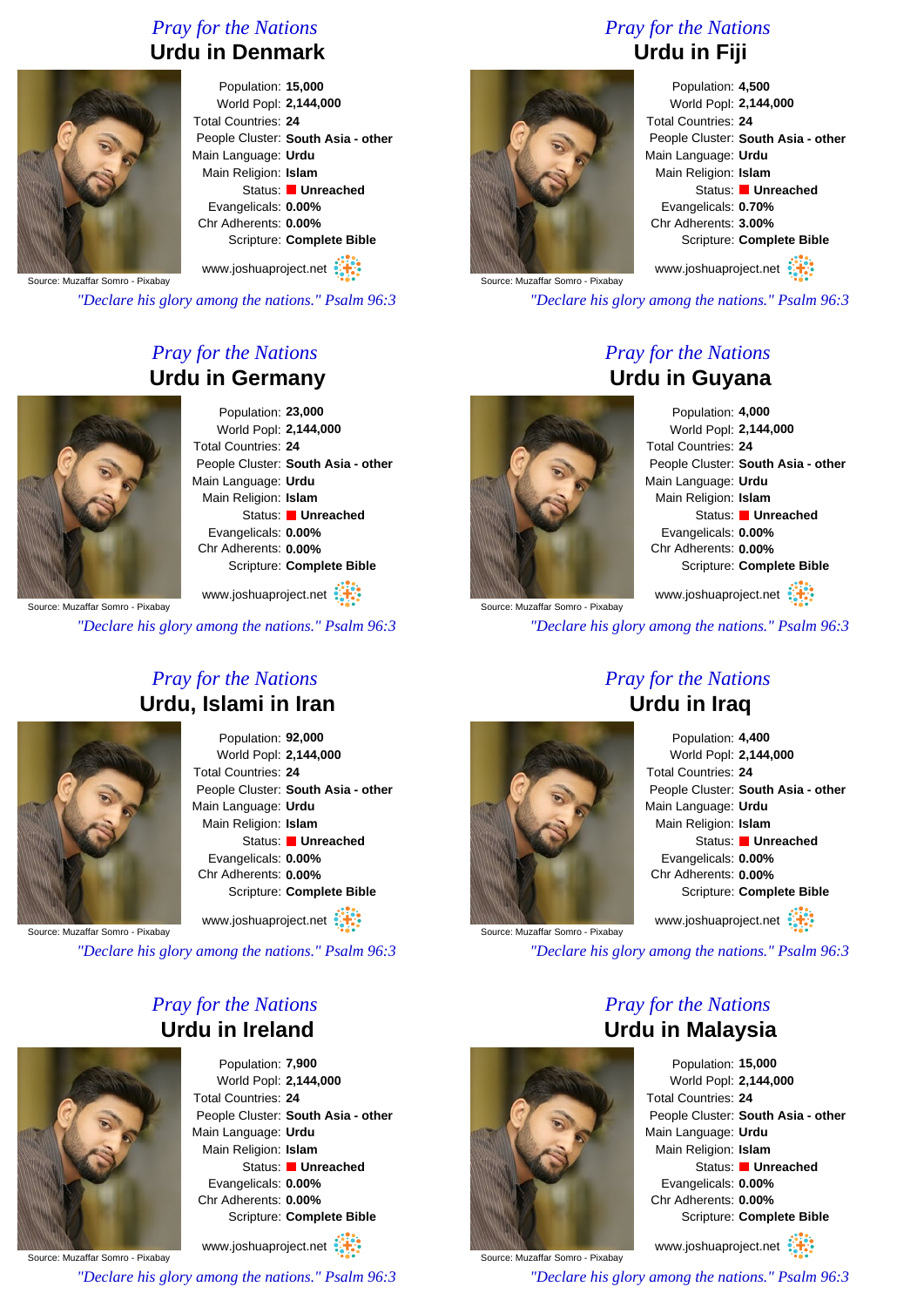## Pray for the Nations

# Urdu in Denmark

Source: Muzaffar Somro - Pixabay

Population: **15,000**
World Popl: **2,144,000**
Total Countries: **24**
People Cluster: **South Asia - other**
Main Language: **Urdu**
Main Religion: **Islam**
Status: **Unreached**
Evangelicals: **0.00%**
Chr Adherents: **0.00%**
Scripture: **Complete Bible**

www.joshuaproject.net

*"Declare his glory among the nations." Psalm 96:3*

## Pray for the Nations

# Urdu in Fiji

Source: Muzaffar Somro - Pixabay

Population: **4,500**
World Popl: **2,144,000**
Total Countries: **24**
People Cluster: **South Asia - other**
Main Language: **Urdu**
Main Religion: **Islam**
Status: **Unreached**
Evangelicals: **0.70%**
Chr Adherents: **3.00%**
Scripture: **Complete Bible**

www.joshuaproject.net

*"Declare his glory among the nations." Psalm 96:3*

## Pray for the Nations

# Urdu in Germany

Source: Muzaffar Somro - Pixabay

Population: **23,000**
World Popl: **2,144,000**
Total Countries: **24**
People Cluster: **South Asia - other**
Main Language: **Urdu**
Main Religion: **Islam**
Status: **Unreached**
Evangelicals: **0.00%**
Chr Adherents: **0.00%**
Scripture: **Complete Bible**

www.joshuaproject.net

*"Declare his glory among the nations." Psalm 96:3*

## Pray for the Nations

# Urdu in Guyana

Source: Muzaffar Somro - Pixabay

Population: **4,000**
World Popl: **2,144,000**
Total Countries: **24**
People Cluster: **South Asia - other**
Main Language: **Urdu**
Main Religion: **Islam**
Status: **Unreached**
Evangelicals: **0.00%**
Chr Adherents: **0.00%**
Scripture: **Complete Bible**

www.joshuaproject.net

*"Declare his glory among the nations." Psalm 96:3*

## Pray for the Nations

# Urdu, Islami in Iran

Source: Muzaffar Somro - Pixabay

Population: **92,000**
World Popl: **2,144,000**
Total Countries: **24**
People Cluster: **South Asia - other**
Main Language: **Urdu**
Main Religion: **Islam**
Status: **Unreached**
Evangelicals: **0.00%**
Chr Adherents: **0.00%**
Scripture: **Complete Bible**

www.joshuaproject.net

*"Declare his glory among the nations." Psalm 96:3*

## Pray for the Nations

# Urdu in Iraq

Source: Muzaffar Somro - Pixabay

Population: **4,400**
World Popl: **2,144,000**
Total Countries: **24**
People Cluster: **South Asia - other**
Main Language: **Urdu**
Main Religion: **Islam**
Status: **Unreached**
Evangelicals: **0.00%**
Chr Adherents: **0.00%**
Scripture: **Complete Bible**

www.joshuaproject.net

*"Declare his glory among the nations." Psalm 96:3*

## Pray for the Nations

# Urdu in Ireland

Source: Muzaffar Somro - Pixabay

Population: **7,900**
World Popl: **2,144,000**
Total Countries: **24**
People Cluster: **South Asia - other**
Main Language: **Urdu**
Main Religion: **Islam**
Status: **Unreached**
Evangelicals: **0.00%**
Chr Adherents: **0.00%**
Scripture: **Complete Bible**

www.joshuaproject.net

*"Declare his glory among the nations." Psalm 96:3*

## Pray for the Nations

# Urdu in Malaysia

Source: Muzaffar Somro - Pixabay

Population: **15,000**
World Popl: **2,144,000**
Total Countries: **24**
People Cluster: **South Asia - other**
Main Language: **Urdu**
Main Religion: **Islam**
Status: **Unreached**
Evangelicals: **0.00%**
Chr Adherents: **0.00%**
Scripture: **Complete Bible**

www.joshuaproject.net

*"Declare his glory among the nations." Psalm 96:3*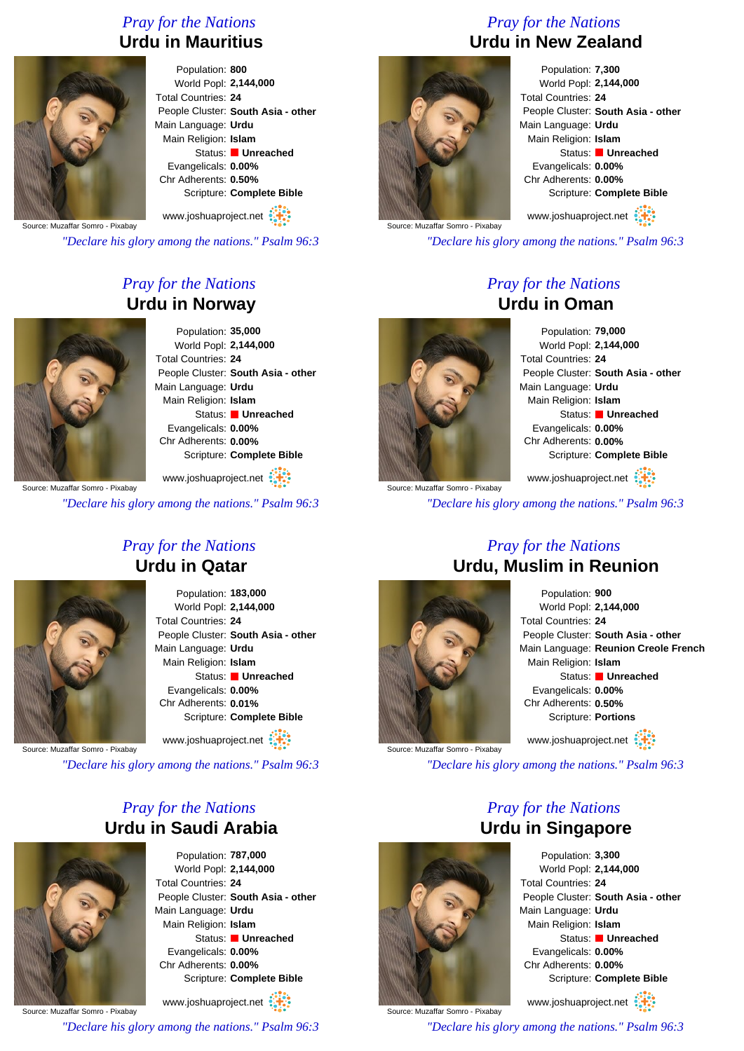## Pray for the Nations
# Urdu in Mauritius

Source: Muzaffar Somro - Pixabay

Population: **800**
World Popl: **2,144,000**
Total Countries: **24**
People Cluster: **South Asia - other**
Main Language: **Urdu**
Main Religion: **Islam**
Status: **Unreached**
Evangelicals: **0.00%**
Chr Adherents: **0.50%**
Scripture: **Complete Bible**

www.joshuaproject.net

*"Declare his glory among the nations." Psalm 96:3*

## Pray for the Nations
# Urdu in New Zealand

Source: Muzaffar Somro - Pixabay

Population: **7,300**
World Popl: **2,144,000**
Total Countries: **24**
People Cluster: **South Asia - other**
Main Language: **Urdu**
Main Religion: **Islam**
Status: **Unreached**
Evangelicals: **0.00%**
Chr Adherents: **0.00%**
Scripture: **Complete Bible**

www.joshuaproject.net

*"Declare his glory among the nations." Psalm 96:3*

## Pray for the Nations
# Urdu in Norway

Source: Muzaffar Somro - Pixabay

Population: **35,000**
World Popl: **2,144,000**
Total Countries: **24**
People Cluster: **South Asia - other**
Main Language: **Urdu**
Main Religion: **Islam**
Status: **Unreached**
Evangelicals: **0.00%**
Chr Adherents: **0.00%**
Scripture: **Complete Bible**

www.joshuaproject.net

*"Declare his glory among the nations." Psalm 96:3*

## Pray for the Nations
# Urdu in Oman

Source: Muzaffar Somro - Pixabay

Population: **79,000**
World Popl: **2,144,000**
Total Countries: **24**
People Cluster: **South Asia - other**
Main Language: **Urdu**
Main Religion: **Islam**
Status: **Unreached**
Evangelicals: **0.00%**
Chr Adherents: **0.00%**
Scripture: **Complete Bible**

www.joshuaproject.net

*"Declare his glory among the nations." Psalm 96:3*

## Pray for the Nations
# Urdu in Qatar

Source: Muzaffar Somro - Pixabay

Population: **183,000**
World Popl: **2,144,000**
Total Countries: **24**
People Cluster: **South Asia - other**
Main Language: **Urdu**
Main Religion: **Islam**
Status: **Unreached**
Evangelicals: **0.00%**
Chr Adherents: **0.01%**
Scripture: **Complete Bible**

www.joshuaproject.net

*"Declare his glory among the nations." Psalm 96:3*

## Pray for the Nations
# Urdu, Muslim in Reunion

Source: Muzaffar Somro - Pixabay

Population: **900**
World Popl: **2,144,000**
Total Countries: **24**
People Cluster: **South Asia - other**
Main Language: **Reunion Creole French**
Main Religion: **Islam**
Status: **Unreached**
Evangelicals: **0.00%**
Chr Adherents: **0.50%**
Scripture: **Portions**

www.joshuaproject.net

*"Declare his glory among the nations." Psalm 96:3*

## Pray for the Nations
# Urdu in Saudi Arabia

Source: Muzaffar Somro - Pixabay

Population: **787,000**
World Popl: **2,144,000**
Total Countries: **24**
People Cluster: **South Asia - other**
Main Language: **Urdu**
Main Religion: **Islam**
Status: **Unreached**
Evangelicals: **0.00%**
Chr Adherents: **0.00%**
Scripture: **Complete Bible**

www.joshuaproject.net

*"Declare his glory among the nations." Psalm 96:3*

## Pray for the Nations
# Urdu in Singapore

Source: Muzaffar Somro - Pixabay

Population: **3,300**
World Popl: **2,144,000**
Total Countries: **24**
People Cluster: **South Asia - other**
Main Language: **Urdu**
Main Religion: **Islam**
Status: **Unreached**
Evangelicals: **0.00%**
Chr Adherents: **0.00%**
Scripture: **Complete Bible**

www.joshuaproject.net

*"Declare his glory among the nations." Psalm 96:3*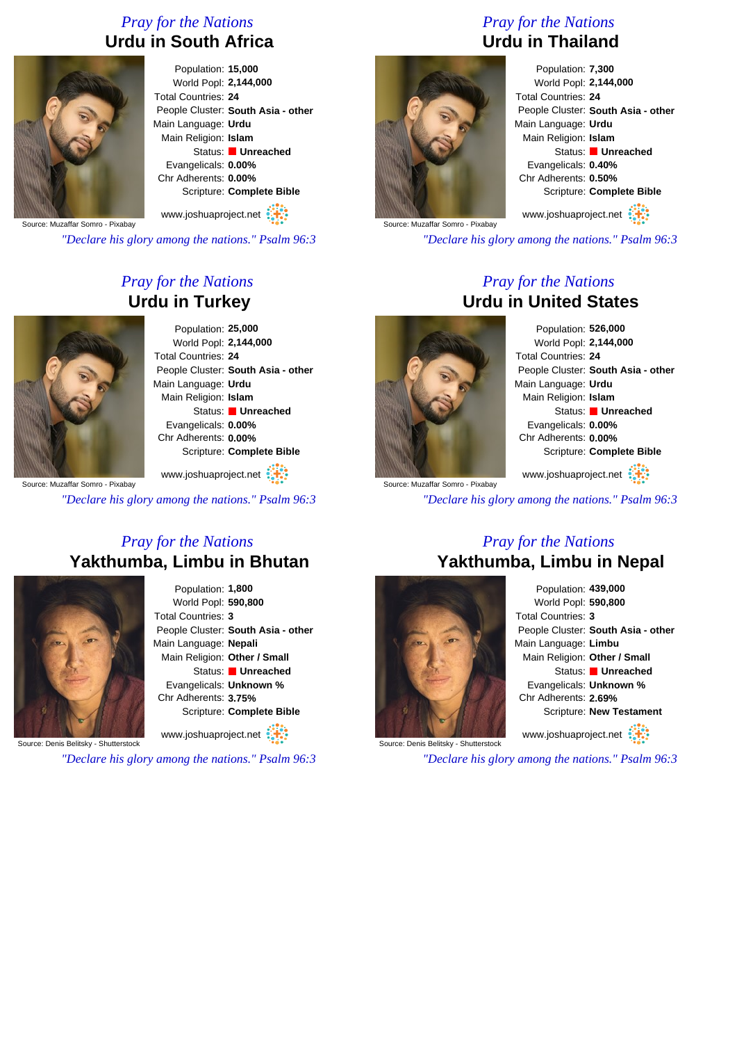## Pray for the Nations
# Urdu in South Africa

Population: **15,000**
World Popl: **2,144,000**
Total Countries: **24**
People Cluster: **South Asia - other**
Main Language: **Urdu**
Main Religion: **Islam**
Status: **Unreached**
Evangelicals: **0.00%**
Chr Adherents: **0.00%**
Scripture: **Complete Bible**

Source: Muzaffar Somro - Pixabay

www.joshuaproject.net

*"Declare his glory among the nations." Psalm 96:3*

## Pray for the Nations
# Urdu in Thailand

Population: **7,300**
World Popl: **2,144,000**
Total Countries: **24**
People Cluster: **South Asia - other**
Main Language: **Urdu**
Main Religion: **Islam**
Status: **Unreached**
Evangelicals: **0.40%**
Chr Adherents: **0.50%**
Scripture: **Complete Bible**

Source: Muzaffar Somro - Pixabay

www.joshuaproject.net

*"Declare his glory among the nations." Psalm 96:3*

## Pray for the Nations
# Urdu in Turkey

Population: **25,000**
World Popl: **2,144,000**
Total Countries: **24**
People Cluster: **South Asia - other**
Main Language: **Urdu**
Main Religion: **Islam**
Status: **Unreached**
Evangelicals: **0.00%**
Chr Adherents: **0.00%**
Scripture: **Complete Bible**

Source: Muzaffar Somro - Pixabay

www.joshuaproject.net

*"Declare his glory among the nations." Psalm 96:3*

## Pray for the Nations
# Urdu in United States

Population: **526,000**
World Popl: **2,144,000**
Total Countries: **24**
People Cluster: **South Asia - other**
Main Language: **Urdu**
Main Religion: **Islam**
Status: **Unreached**
Evangelicals: **0.00%**
Chr Adherents: **0.00%**
Scripture: **Complete Bible**

Source: Muzaffar Somro - Pixabay

www.joshuaproject.net

*"Declare his glory among the nations." Psalm 96:3*

## Pray for the Nations
# Yakthumba, Limbu in Bhutan

Population: **1,800**
World Popl: **590,800**
Total Countries: **3**
People Cluster: **South Asia - other**
Main Language: **Nepali**
Main Religion: **Other / Small**
Status: **Unreached**
Evangelicals: **Unknown %**
Chr Adherents: **3.75%**
Scripture: **Complete Bible**

Source: Denis Belitsky - Shutterstock

www.joshuaproject.net

*"Declare his glory among the nations." Psalm 96:3*

## Pray for the Nations
# Yakthumba, Limbu in Nepal

Population: **439,000**
World Popl: **590,800**
Total Countries: **3**
People Cluster: **South Asia - other**
Main Language: **Limbu**
Main Religion: **Other / Small**
Status: **Unreached**
Evangelicals: **Unknown %**
Chr Adherents: **2.69%**
Scripture: **New Testament**

Source: Denis Belitsky - Shutterstock

www.joshuaproject.net

*"Declare his glory among the nations." Psalm 96:3*